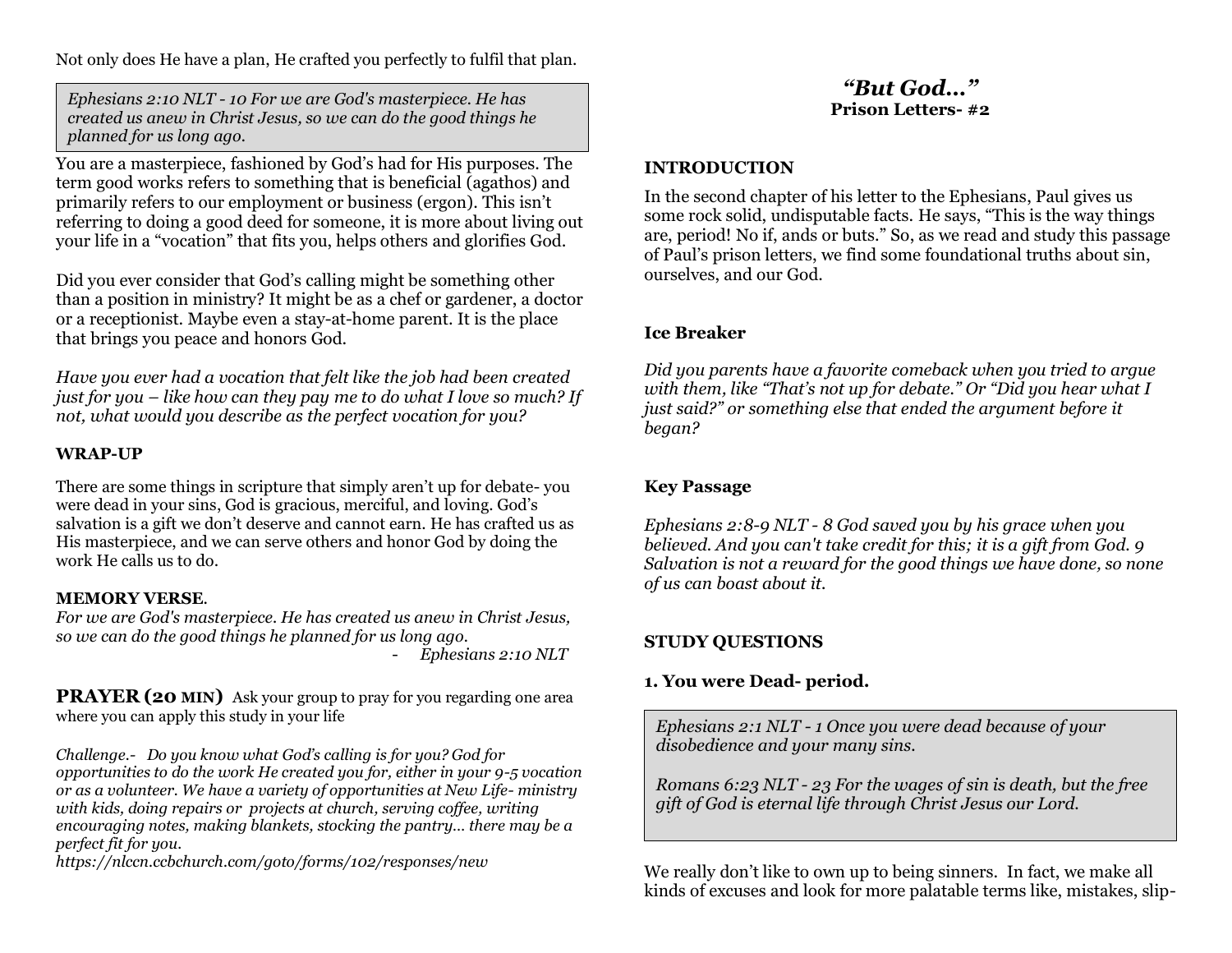Not only does He have a plan, He crafted you perfectly to fulfil that plan.

> *Ephesians 2:10 NLT - 10 For we are God's masterpiece. He has created us anew in Christ Jesus, so we can do the good things he planned for us long ago.*

You are a masterpiece, fashioned by God's had for His purposes. The term good works refers to something that is beneficial (agathos) and primarily refers to our employment or business (ergon). This isn't referring to doing a good deed for someone, it is more about living out your life in a "vocation" that fits you, helps others and glorifies God.

Did you ever consider that God's calling might be something other than a position in ministry? It might be as a chef or gardener, a doctor or a receptionist. Maybe even a stay-at-home parent. It is the place that brings you peace and honors God.

*Have you ever had a vocation that felt like the job had been created just for you – like how can they pay me to do what I love so much? If not, what would you describe as the perfect vocation for you?*

**WRAP-UP**

There are some things in scripture that simply aren't up for debate- you were dead in your sins, God is gracious, merciful, and loving. God's salvation is a gift we don't deserve and cannot earn. He has crafted us as His masterpiece, and we can serve others and honor God by doing the work He calls us to do.

**MEMORY VERSE**.
*For we are God's masterpiece. He has created us anew in Christ Jesus, so we can do the good things he planned for us long ago.*
- *Ephesians 2:10 NLT*

**PRAYER (20 MIN)** Ask your group to pray for you regarding one area where you can apply this study in your life

*Challenge.- Do you know what God's calling is for you? God for opportunities to do the work He created you for, either in your 9-5 vocation or as a volunteer. We have a variety of opportunities at New Life- ministry with kids, doing repairs or projects at church, serving coffee, writing encouraging notes, making blankets, stocking the pantry... there may be a perfect fit for you.*
*https://nlccn.ccbchurch.com/goto/forms/102/responses/new*

# *"But God…"*
**Prison Letters- #2**

**INTRODUCTION**

In the second chapter of his letter to the Ephesians, Paul gives us some rock solid, undisputable facts. He says, "This is the way things are, period! No if, ands or buts." So, as we read and study this passage of Paul's prison letters, we find some foundational truths about sin, ourselves, and our God.

**Ice Breaker**

*Did you parents have a favorite comeback when you tried to argue with them, like "That's not up for debate." Or "Did you hear what I just said?" or something else that ended the argument before it began?*

**Key Passage**

*Ephesians 2:8-9 NLT - 8 God saved you by his grace when you believed. And you can't take credit for this; it is a gift from God. 9 Salvation is not a reward for the good things we have done, so none of us can boast about it.*

**STUDY QUESTIONS**

**1. You were Dead- period.**

> *Ephesians 2:1 NLT - 1 Once you were dead because of your disobedience and your many sins.*
>
> *Romans 6:23 NLT - 23 For the wages of sin is death, but the free gift of God is eternal life through Christ Jesus our Lord.*

We really don't like to own up to being sinners. In fact, we make all kinds of excuses and look for more palatable terms like, mistakes, slip-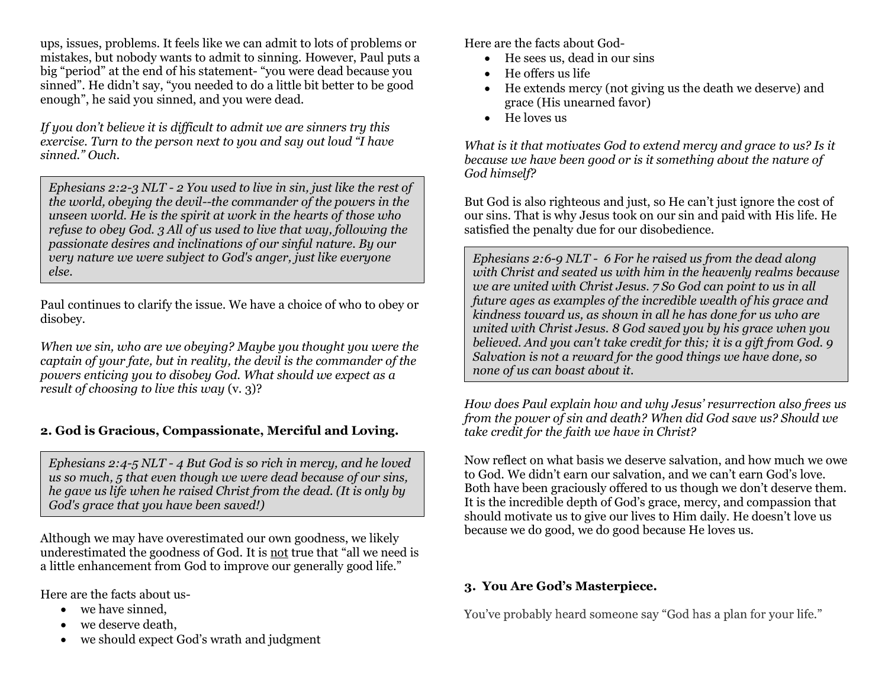ups, issues, problems. It feels like we can admit to lots of problems or mistakes, but nobody wants to admit to sinning. However, Paul puts a big "period" at the end of his statement- "you were dead because you sinned". He didn't say, "you needed to do a little bit better to be good enough", he said you sinned, and you were dead.

*If you don't believe it is difficult to admit we are sinners try this exercise. Turn to the person next to you and say out loud "I have sinned." Ouch.*

> *Ephesians 2:2-3 NLT - 2 You used to live in sin, just like the rest of the world, obeying the devil--the commander of the powers in the unseen world. He is the spirit at work in the hearts of those who refuse to obey God. 3 All of us used to live that way, following the passionate desires and inclinations of our sinful nature. By our very nature we were subject to God's anger, just like everyone else.*

Paul continues to clarify the issue. We have a choice of who to obey or disobey.

*When we sin, who are we obeying? Maybe you thought you were the captain of your fate, but in reality, the devil is the commander of the powers enticing you to disobey God. What should we expect as a result of choosing to live this way* (v. 3)?

## 2. God is Gracious, Compassionate, Merciful and Loving.

> *Ephesians 2:4-5 NLT - 4 But God is so rich in mercy, and he loved us so much, 5 that even though we were dead because of our sins, he gave us life when he raised Christ from the dead. (It is only by God's grace that you have been saved!)*

Although we may have overestimated our own goodness, we likely underestimated the goodness of God. It is not true that "all we need is a little enhancement from God to improve our generally good life."

Here are the facts about us-

- we have sinned,
- we deserve death,
- we should expect God's wrath and judgment

Here are the facts about God-

- He sees us, dead in our sins
- He offers us life
- He extends mercy (not giving us the death we deserve) and grace (His unearned favor)
- He loves us

*What is it that motivates God to extend mercy and grace to us? Is it because we have been good or is it something about the nature of God himself?*

But God is also righteous and just, so He can't just ignore the cost of our sins. That is why Jesus took on our sin and paid with His life. He satisfied the penalty due for our disobedience.

> *Ephesians 2:6-9 NLT - 6 For he raised us from the dead along with Christ and seated us with him in the heavenly realms because we are united with Christ Jesus. 7 So God can point to us in all future ages as examples of the incredible wealth of his grace and kindness toward us, as shown in all he has done for us who are united with Christ Jesus. 8 God saved you by his grace when you believed. And you can't take credit for this; it is a gift from God. 9 Salvation is not a reward for the good things we have done, so none of us can boast about it.*

*How does Paul explain how and why Jesus' resurrection also frees us from the power of sin and death? When did God save us? Should we take credit for the faith we have in Christ?*

Now reflect on what basis we deserve salvation, and how much we owe to God. We didn't earn our salvation, and we can't earn God's love. Both have been graciously offered to us though we don't deserve them. It is the incredible depth of God's grace, mercy, and compassion that should motivate us to give our lives to Him daily. He doesn't love us because we do good, we do good because He loves us.

## 3. You Are God's Masterpiece.

You've probably heard someone say "God has a plan for your life."